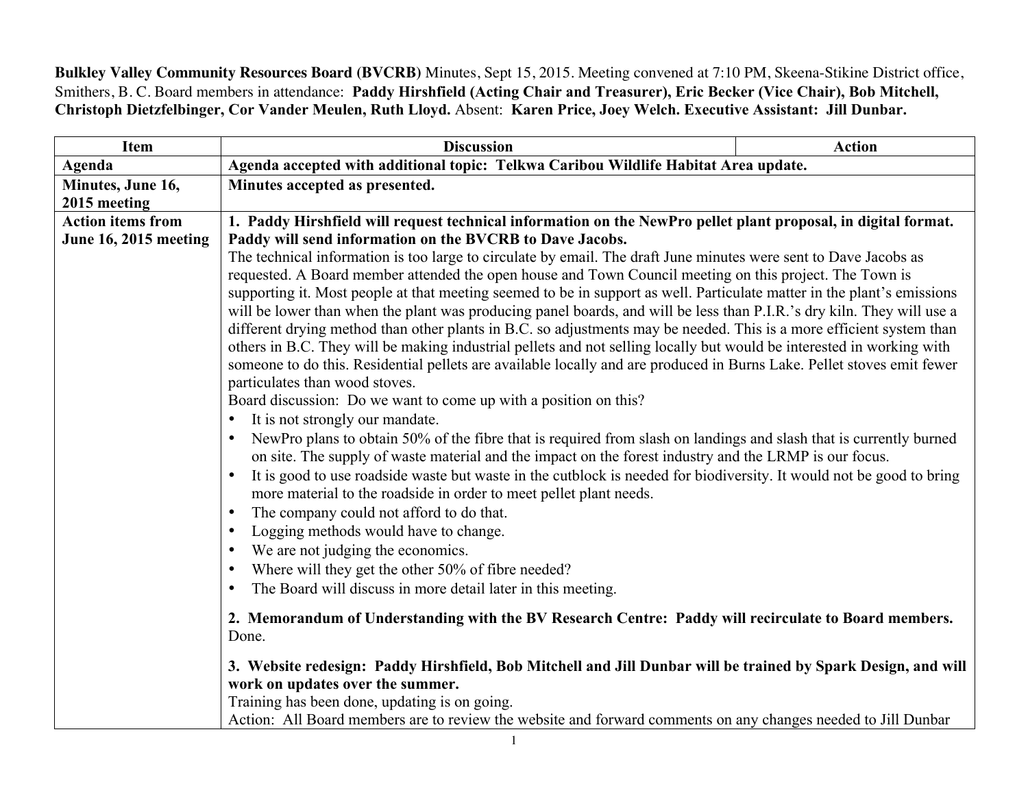**Bulkley Valley Community Resources Board (BVCRB)** Minutes, Sept 15, 2015. Meeting convened at 7:10 PM, Skeena-Stikine District office, Smithers, B. C. Board members in attendance: **Paddy Hirshfield (Acting Chair and Treasurer), Eric Becker (Vice Chair), Bob Mitchell, Christoph Dietzfelbinger, Cor Vander Meulen, Ruth Lloyd.** Absent: **Karen Price, Joey Welch. Executive Assistant: Jill Dunbar.**

| Item | Discussion | Action |
|---|---|---|
| **Agenda** | **Agenda accepted with additional topic: Telkwa Caribou Wildlife Habitat Area update.** | |
| **Minutes, June 16, 2015 meeting** | **Minutes accepted as presented.** | |
| **Action items from June 16, 2015 meeting** | **1. Paddy Hirshfield will request technical information on the NewPro pellet plant proposal, in digital format. Paddy will send information on the BVCRB to Dave Jacobs.**<br>The technical information is too large to circulate by email. The draft June minutes were sent to Dave Jacobs as requested. A Board member attended the open house and Town Council meeting on this project. The Town is supporting it. Most people at that meeting seemed to be in support as well. Particulate matter in the plant's emissions will be lower than when the plant was producing panel boards, and will be less than P.I.R.'s dry kiln. They will use a different drying method than other plants in B.C. so adjustments may be needed. This is a more efficient system than others in B.C. They will be making industrial pellets and not selling locally but would be interested in working with someone to do this. Residential pellets are available locally and are produced in Burns Lake. Pellet stoves emit fewer particulates than wood stoves.<br>Board discussion: Do we want to come up with a position on this?<br>• It is not strongly our mandate.<br>• NewPro plans to obtain 50% of the fibre that is required from slash on landings and slash that is currently burned on site. The supply of waste material and the impact on the forest industry and the LRMP is our focus.<br>• It is good to use roadside waste but waste in the cutblock is needed for biodiversity. It would not be good to bring more material to the roadside in order to meet pellet plant needs.<br>• The company could not afford to do that.<br>• Logging methods would have to change.<br>• We are not judging the economics.<br>• Where will they get the other 50% of fibre needed?<br>• The Board will discuss in more detail later in this meeting.<br><br>**2. Memorandum of Understanding with the BV Research Centre: Paddy will recirculate to Board members.**<br>Done.<br><br>**3. Website redesign: Paddy Hirshfield, Bob Mitchell and Jill Dunbar will be trained by Spark Design, and will work on updates over the summer.**<br>Training has been done, updating is on going.<br>Action: All Board members are to review the website and forward comments on any changes needed to Jill Dunbar | |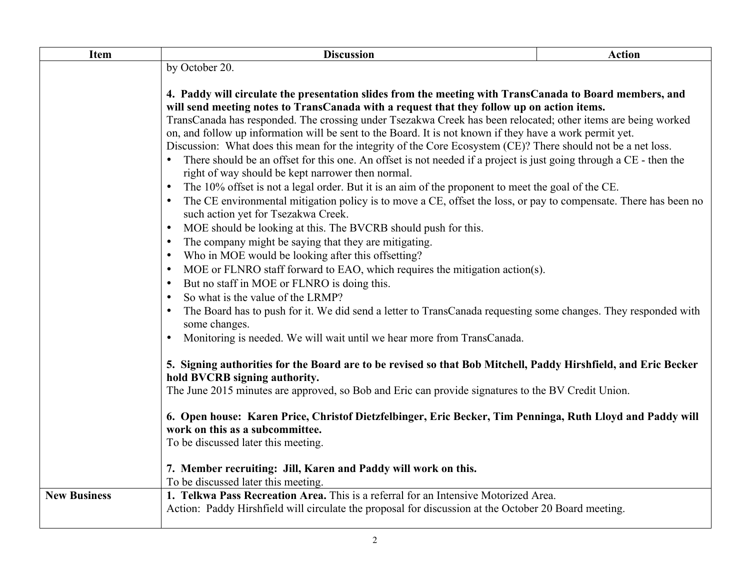| Item | Discussion | Action |
|---|---|---|
| | by October 20.<br><br>**4. Paddy will circulate the presentation slides from the meeting with TransCanada to Board members, and will send meeting notes to TransCanada with a request that they follow up on action items.**<br>TransCanada has responded. The crossing under Tsezakwa Creek has been relocated; other items are being worked on, and follow up information will be sent to the Board. It is not known if they have a work permit yet.<br>Discussion: What does this mean for the integrity of the Core Ecosystem (CE)? There should not be a net loss.<br>• There should be an offset for this one. An offset is not needed if a project is just going through a CE - then the right of way should be kept narrower then normal.<br>• The 10% offset is not a legal order. But it is an aim of the proponent to meet the goal of the CE.<br>• The CE environmental mitigation policy is to move a CE, offset the loss, or pay to compensate. There has been no such action yet for Tsezakwa Creek.<br>• MOE should be looking at this. The BVCRB should push for this.<br>• The company might be saying that they are mitigating.<br>• Who in MOE would be looking after this offsetting?<br>• MOE or FLNRO staff forward to EAO, which requires the mitigation action(s).<br>• But no staff in MOE or FLNRO is doing this.<br>• So what is the value of the LRMP?<br>• The Board has to push for it. We did send a letter to TransCanada requesting some changes. They responded with some changes.<br>• Monitoring is needed. We will wait until we hear more from TransCanada.<br><br>**5. Signing authorities for the Board are to be revised so that Bob Mitchell, Paddy Hirshfield, and Eric Becker hold BVCRB signing authority.**<br>The June 2015 minutes are approved, so Bob and Eric can provide signatures to the BV Credit Union.<br><br>**6. Open house: Karen Price, Christof Dietzfelbinger, Eric Becker, Tim Penninga, Ruth Lloyd and Paddy will work on this as a subcommittee.**<br>To be discussed later this meeting.<br><br>**7. Member recruiting: Jill, Karen and Paddy will work on this.**<br>To be discussed later this meeting. | |
| **New Business** | **1. Telkwa Pass Recreation Area.** This is a referral for an Intensive Motorized Area.<br>Action: Paddy Hirshfield will circulate the proposal for discussion at the October 20 Board meeting. | |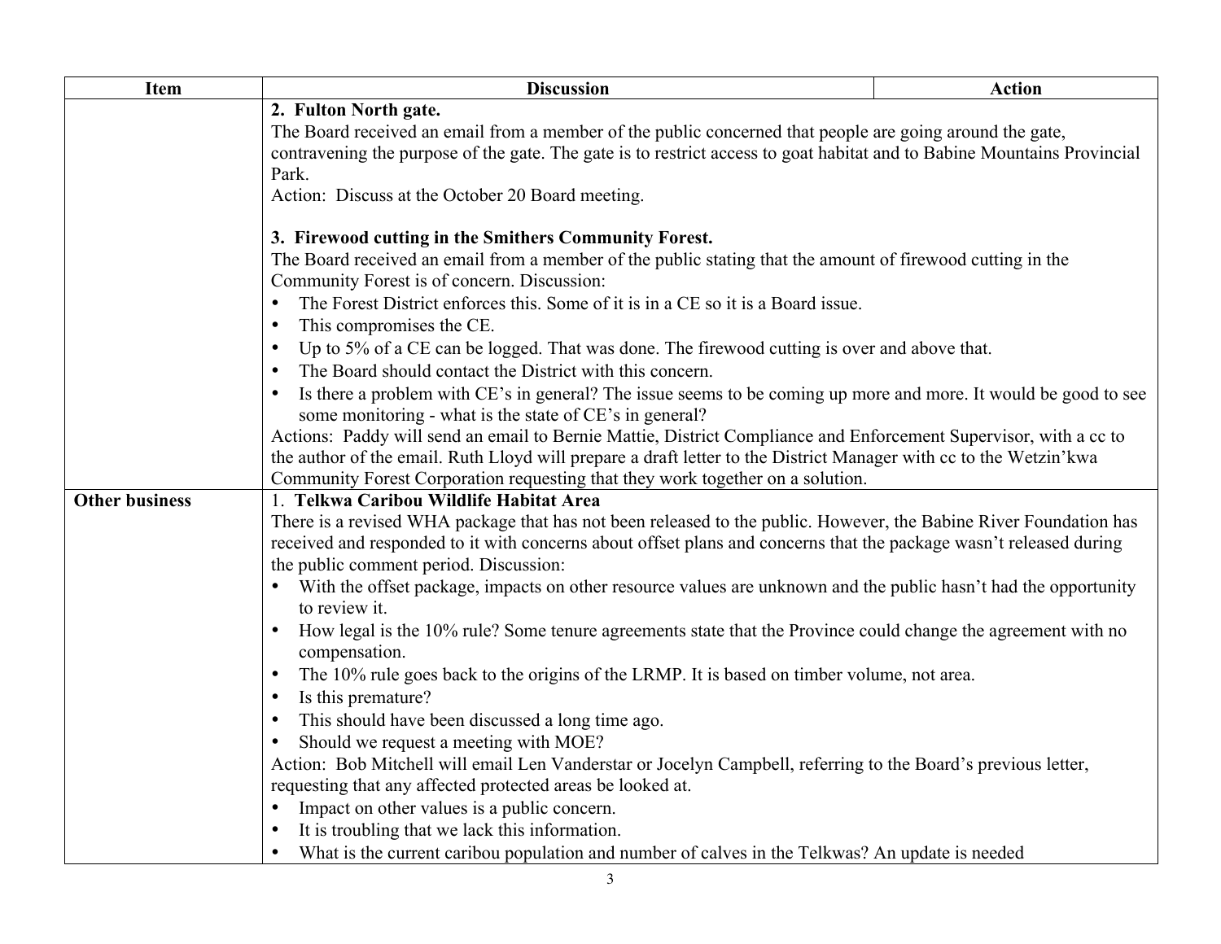| Item | Discussion | Action |
|---|---|---|
| | **2. Fulton North gate.**<br>The Board received an email from a member of the public concerned that people are going around the gate, contravening the purpose of the gate. The gate is to restrict access to goat habitat and to Babine Mountains Provincial Park.<br>Action: Discuss at the October 20 Board meeting.<br><br>**3. Firewood cutting in the Smithers Community Forest.**<br>The Board received an email from a member of the public stating that the amount of firewood cutting in the Community Forest is of concern. Discussion:<br>• The Forest District enforces this. Some of it is in a CE so it is a Board issue.<br>• This compromises the CE.<br>• Up to 5% of a CE can be logged. That was done. The firewood cutting is over and above that.<br>• The Board should contact the District with this concern.<br>• Is there a problem with CE's in general? The issue seems to be coming up more and more. It would be good to see some monitoring - what is the state of CE's in general?<br>Actions: Paddy will send an email to Bernie Mattie, District Compliance and Enforcement Supervisor, with a cc to the author of the email. Ruth Lloyd will prepare a draft letter to the District Manager with cc to the Wetzin'kwa Community Forest Corporation requesting that they work together on a solution. | |
| **Other business** | 1. **Telkwa Caribou Wildlife Habitat Area**<br>There is a revised WHA package that has not been released to the public. However, the Babine River Foundation has received and responded to it with concerns about offset plans and concerns that the package wasn't released during the public comment period. Discussion:<br>• With the offset package, impacts on other resource values are unknown and the public hasn't had the opportunity to review it.<br>• How legal is the 10% rule? Some tenure agreements state that the Province could change the agreement with no compensation.<br>• The 10% rule goes back to the origins of the LRMP. It is based on timber volume, not area.<br>• Is this premature?<br>• This should have been discussed a long time ago.<br>• Should we request a meeting with MOE?<br>Action: Bob Mitchell will email Len Vanderstar or Jocelyn Campbell, referring to the Board's previous letter, requesting that any affected protected areas be looked at.<br>• Impact on other values is a public concern.<br>• It is troubling that we lack this information.<br>• What is the current caribou population and number of calves in the Telkwas? An update is needed | |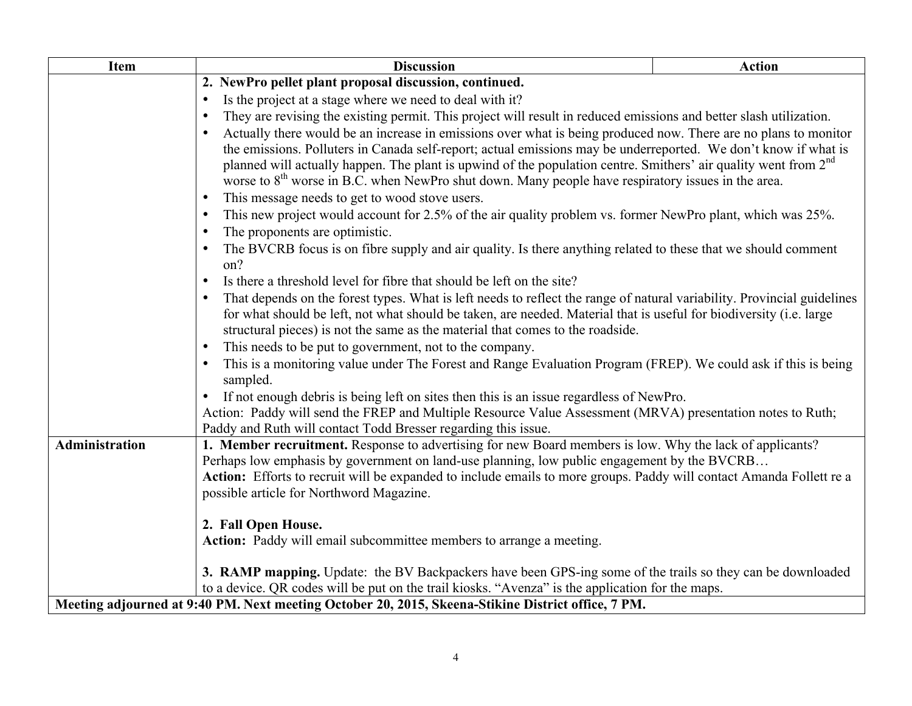| Item | Discussion | Action |
|---|---|---|
| | **2. NewPro pellet plant proposal discussion, continued.**<br>• Is the project at a stage where we need to deal with it?<br>• They are revising the existing permit. This project will result in reduced emissions and better slash utilization.<br>• Actually there would be an increase in emissions over what is being produced now. There are no plans to monitor the emissions. Polluters in Canada self-report; actual emissions may be underreported. We don't know if what is planned will actually happen. The plant is upwind of the population centre. Smithers' air quality went from 2nd worse to 8th worse in B.C. when NewPro shut down. Many people have respiratory issues in the area.<br>• This message needs to get to wood stove users.<br>• This new project would account for 2.5% of the air quality problem vs. former NewPro plant, which was 25%.<br>• The proponents are optimistic.<br>• The BVCRB focus is on fibre supply and air quality. Is there anything related to these that we should comment on?<br>• Is there a threshold level for fibre that should be left on the site?<br>• That depends on the forest types. What is left needs to reflect the range of natural variability. Provincial guidelines for what should be left, not what should be taken, are needed. Material that is useful for biodiversity (i.e. large structural pieces) is not the same as the material that comes to the roadside.<br>• This needs to be put to government, not to the company.<br>• This is a monitoring value under The Forest and Range Evaluation Program (FREP). We could ask if this is being sampled.<br>• If not enough debris is being left on sites then this is an issue regardless of NewPro.<br>Action: Paddy will send the FREP and Multiple Resource Value Assessment (MRVA) presentation notes to Ruth; Paddy and Ruth will contact Todd Bresser regarding this issue. | |
| **Administration** | **1. Member recruitment.** Response to advertising for new Board members is low. Why the lack of applicants? Perhaps low emphasis by government on land-use planning, low public engagement by the BVCRB…<br>**Action:** Efforts to recruit will be expanded to include emails to more groups. Paddy will contact Amanda Follett re a possible article for Northword Magazine.<br><br>**2. Fall Open House.**<br>**Action:** Paddy will email subcommittee members to arrange a meeting.<br><br>**3. RAMP mapping.** Update: the BV Backpackers have been GPS-ing some of the trails so they can be downloaded to a device. QR codes will be put on the trail kiosks. "Avenza" is the application for the maps. | |
| **Meeting adjourned at 9:40 PM. Next meeting October 20, 2015, Skeena-Stikine District office, 7 PM.** | | |